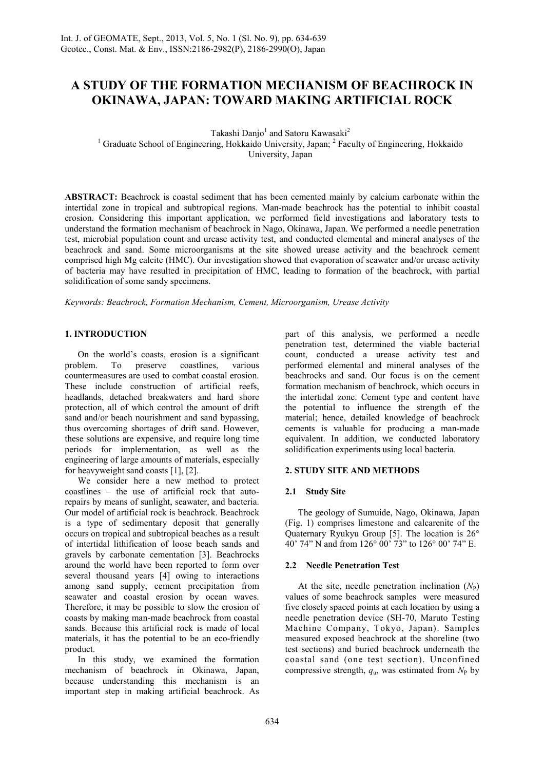# A STUDY OF THE FORMATION MECHANISM OF BEACHROCK IN OKINAWA, JAPAN: TOWARD MAKING ARTIFICIAL ROCK

Takashi Danjo[1] and Satoru Kawasaki[2]

[1] Graduate School of Engineering, Hokkaido University, Japan; [2] Faculty of Engineering, Hokkaido University, Japan

**ABSTRACT:** Beachrock is coastal sediment that has been cemented mainly by calcium carbonate within the intertidal zone in tropical and subtropical regions. Man-made beachrock has the potential to inhibit coastal erosion. Considering this important application, we performed field investigations and laboratory tests to understand the formation mechanism of beachrock in Nago, Okinawa, Japan. We performed a needle penetration test, microbial population count and urease activity test, and conducted elemental and mineral analyses of the beachrock and sand. Some microorganisms at the site showed urease activity and the beachrock cement comprised high Mg calcite (HMC). Our investigation showed that evaporation of seawater and/or urease activity of bacteria may have resulted in precipitation of HMC, leading to formation of the beachrock, with partial solidification of some sandy specimens.

*Keywords: Beachrock, Formation Mechanism, Cement, Microorganism, Urease Activity*

## 1. INTRODUCTION

On the world's coasts, erosion is a significant problem. To preserve coastlines, various countermeasures are used to combat coastal erosion. These include construction of artificial reefs, headlands, detached breakwaters and hard shore protection, all of which control the amount of drift sand and/or beach nourishment and sand bypassing, thus overcoming shortages of drift sand. However, these solutions are expensive, and require long time periods for implementation, as well as the engineering of large amounts of materials, especially for heavyweight sand coasts [1], [2].

We consider here a new method to protect coastlines – the use of artificial rock that auto-repairs by means of sunlight, seawater, and bacteria. Our model of artificial rock is beachrock. Beachrock is a type of sedimentary deposit that generally occurs on tropical and subtropical beaches as a result of intertidal lithification of loose beach sands and gravels by carbonate cementation [3]. Beachrocks around the world have been reported to form over several thousand years [4] owing to interactions among sand supply, cement precipitation from seawater and coastal erosion by ocean waves. Therefore, it may be possible to slow the erosion of coasts by making man-made beachrock from coastal sands. Because this artificial rock is made of local materials, it has the potential to be an eco-friendly product.

In this study, we examined the formation mechanism of beachrock in Okinawa, Japan, because understanding this mechanism is an important step in making artificial beachrock. As part of this analysis, we performed a needle penetration test, determined the viable bacterial count, conducted a urease activity test and performed elemental and mineral analyses of the beachrocks and sand. Our focus is on the cement formation mechanism of beachrock, which occurs in the intertidal zone. Cement type and content have the potential to influence the strength of the material; hence, detailed knowledge of beachrock cements is valuable for producing a man-made equivalent. In addition, we conducted laboratory solidification experiments using local bacteria.

## 2. STUDY SITE AND METHODS

### 2.1 Study Site

The geology of Sumuide, Nago, Okinawa, Japan (Fig. 1) comprises limestone and calcarenite of the Quaternary Ryukyu Group [5]. The location is 26° 40' 74" N and from 126° 00' 73" to 126° 00' 74" E.

### 2.2 Needle Penetration Test

At the site, needle penetration inclination ($N_P$) values of some beachrock samples were measured five closely spaced points at each location by using a needle penetration device (SH-70, Maruto Testing Machine Company, Tokyo, Japan). Samples measured exposed beachrock at the shoreline (two test sections) and buried beachrock underneath the coastal sand (one test section). Unconfined compressive strength, $q_u$, was estimated from $N_P$ by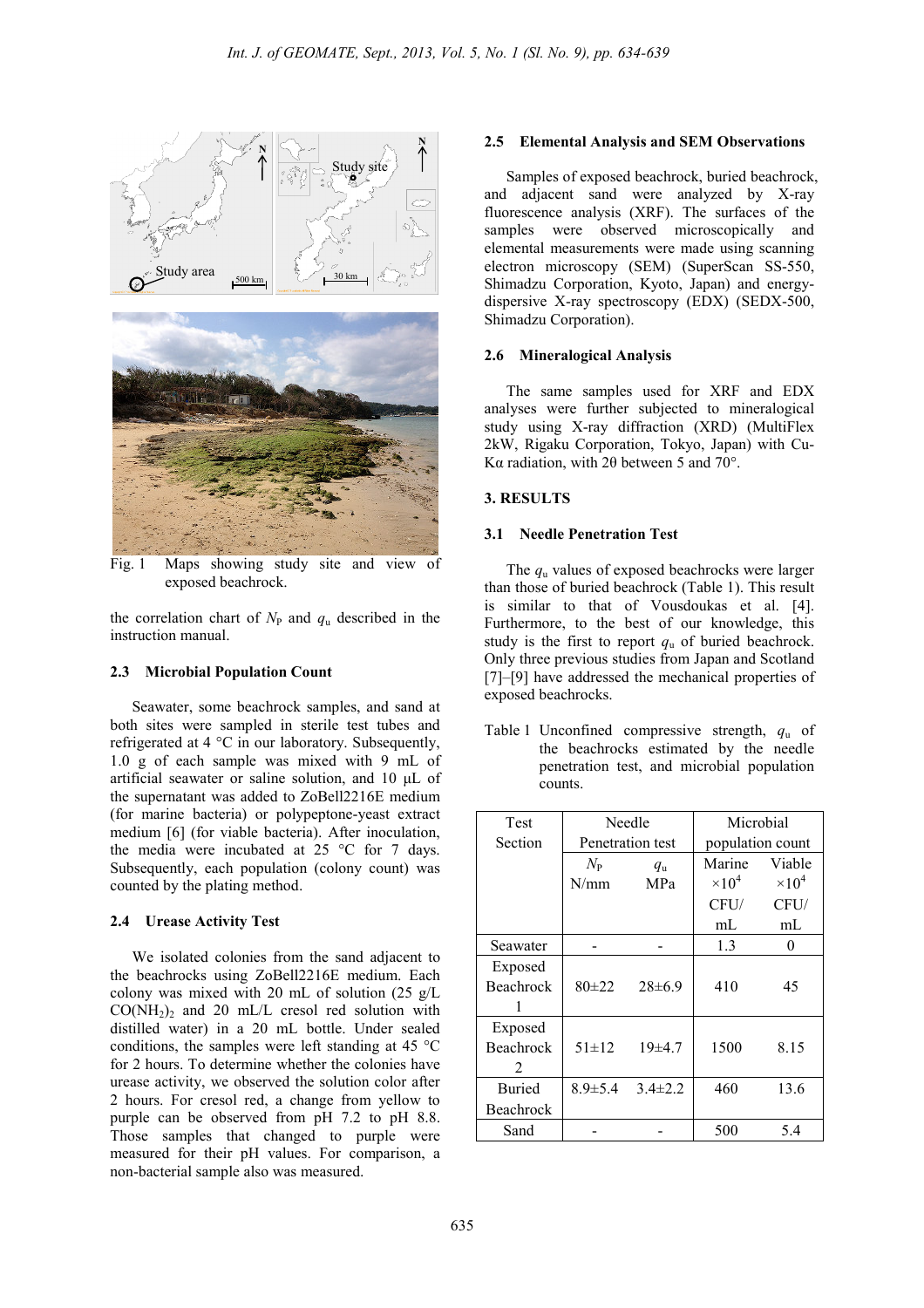Fig. 1 Maps showing study site and view of exposed beachrock.

the correlation chart of $N_P$ and $q_u$ described in the instruction manual.

### 2.3 Microbial Population Count

Seawater, some beachrock samples, and sand at both sites were sampled in sterile test tubes and refrigerated at 4 °C in our laboratory. Subsequently, 1.0 g of each sample was mixed with 9 mL of artificial seawater or saline solution, and 10 μL of the supernatant was added to ZoBell2216E medium (for marine bacteria) or polypeptone-yeast extract medium [6] (for viable bacteria). After inoculation, the media were incubated at 25 °C for 7 days. Subsequently, each population (colony count) was counted by the plating method.

### 2.4 Urease Activity Test

We isolated colonies from the sand adjacent to the beachrocks using ZoBell2216E medium. Each colony was mixed with 20 mL of solution (25 g/L $CO(NH_2)_2$ and 20 mL/L cresol red solution with distilled water) in a 20 mL bottle. Under sealed conditions, the samples were left standing at 45 °C for 2 hours. To determine whether the colonies have urease activity, we observed the solution color after 2 hours. For cresol red, a change from yellow to purple can be observed from pH 7.2 to pH 8.8. Those samples that changed to purple were measured for their pH values. For comparison, a non-bacterial sample also was measured.

### 2.5 Elemental Analysis and SEM Observations

Samples of exposed beachrock, buried beachrock, and adjacent sand were analyzed by X-ray fluorescence analysis (XRF). The surfaces of the samples were observed microscopically and elemental measurements were made using scanning electron microscopy (SEM) (SuperScan SS-550, Shimadzu Corporation, Kyoto, Japan) and energy-dispersive X-ray spectroscopy (EDX) (SEDX-500, Shimadzu Corporation).

### 2.6 Mineralogical Analysis

The same samples used for XRF and EDX analyses were further subjected to mineralogical study using X-ray diffraction (XRD) (MultiFlex 2kW, Rigaku Corporation, Tokyo, Japan) with Cu-Kα radiation, with 2θ between 5 and 70°.

## 3. RESULTS

### 3.1 Needle Penetration Test

The $q_u$ values of exposed beachrocks were larger than those of buried beachrock (Table 1). This result is similar to that of Vousdoukas et al. [4]. Furthermore, to the best of our knowledge, this study is the first to report $q_u$ of buried beachrock. Only three previous studies from Japan and Scotland [7]–[9] have addressed the mechanical properties of exposed beachrocks.

Table 1 Unconfined compressive strength, $q_u$ of the beachrocks estimated by the needle penetration test, and microbial population counts.

| Test Section | Needle Penetration test | | Microbial population count | |
|---|---|---|---|---|
| | $N_P$ N/mm | $q_u$ MPa | Marine $\times 10^4$ CFU/mL | Viable $\times 10^4$ CFU/mL |
| Seawater | - | - | 1.3 | 0 |
| Exposed Beachrock 1 | 80±22 | 28±6.9 | 410 | 45 |
| Exposed Beachrock 2 | 51±12 | 19±4.7 | 1500 | 8.15 |
| Buried Beachrock | 8.9±5.4 | 3.4±2.2 | 460 | 13.6 |
| Sand | - | - | 500 | 5.4 |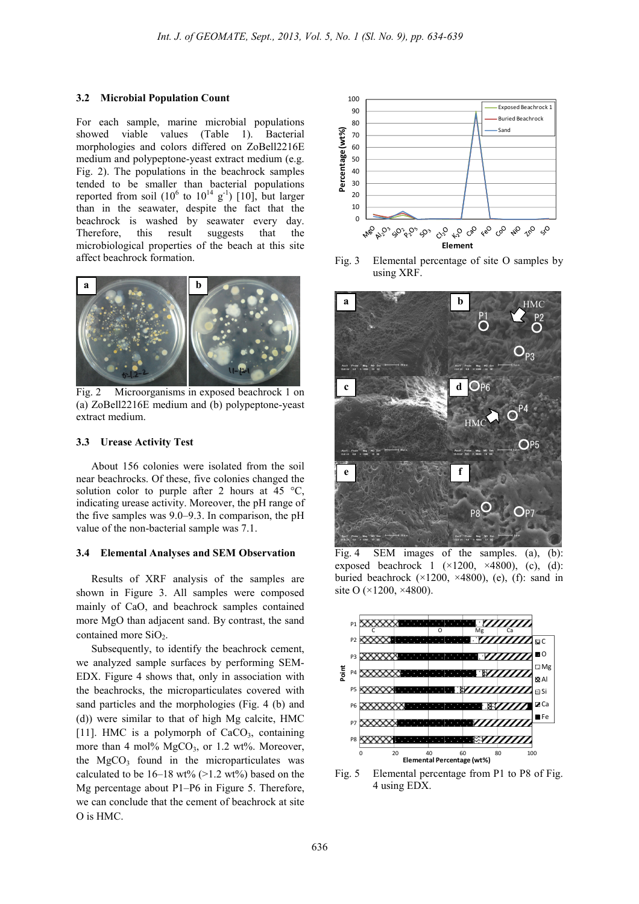### 3.2 Microbial Population Count

For each sample, marine microbial populations showed viable values (Table 1). Bacterial morphologies and colors differed on ZoBell2216E medium and polypeptone-yeast extract medium (e.g. Fig. 2). The populations in the beachrock samples tended to be smaller than bacterial populations reported from soil ($10^6$ to $10^{14}$ $g^{-1}$) [10], but larger than in the seawater, despite the fact that the beachrock is washed by seawater every day. Therefore, this result suggests that the microbiological properties of the beach at this site affect beachrock formation.

Fig. 2 Microorganisms in exposed beachrock 1 on (a) ZoBell2216E medium and (b) polypeptone-yeast extract medium.

### 3.3 Urease Activity Test

About 156 colonies were isolated from the soil near beachrocks. Of these, five colonies changed the solution color to purple after 2 hours at 45 °C, indicating urease activity. Moreover, the pH range of the five samples was 9.0–9.3. In comparison, the pH value of the non-bacterial sample was 7.1.

### 3.4 Elemental Analyses and SEM Observation

Results of XRF analysis of the samples are shown in Figure 3. All samples were composed mainly of CaO, and beachrock samples contained more MgO than adjacent sand. By contrast, the sand contained more $SiO_2$.

Subsequently, to identify the beachrock cement, we analyzed sample surfaces by performing SEM-EDX. Figure 4 shows that, only in association with the beachrocks, the microparticulates covered with sand particles and the morphologies (Fig. 4 (b) and (d)) were similar to that of high Mg calcite, HMC [11]. HMC is a polymorph of $CaCO_3$, containing more than 4 mol% $MgCO_3$, or 1.2 wt%. Moreover, the $MgCO_3$ found in the microparticulates was calculated to be 16–18 wt% (>1.2 wt%) based on the Mg percentage about P1–P6 in Figure 5. Therefore, we can conclude that the cement of beachrock at site O is HMC.

Fig. 3 Elemental percentage of site O samples by using XRF.

Fig. 4 SEM images of the samples. (a), (b): exposed beachrock 1 (×1200, ×4800), (c), (d): buried beachrock (×1200, ×4800), (e), (f): sand in site O (×1200, ×4800).

Fig. 5 Elemental percentage from P1 to P8 of Fig. 4 using EDX.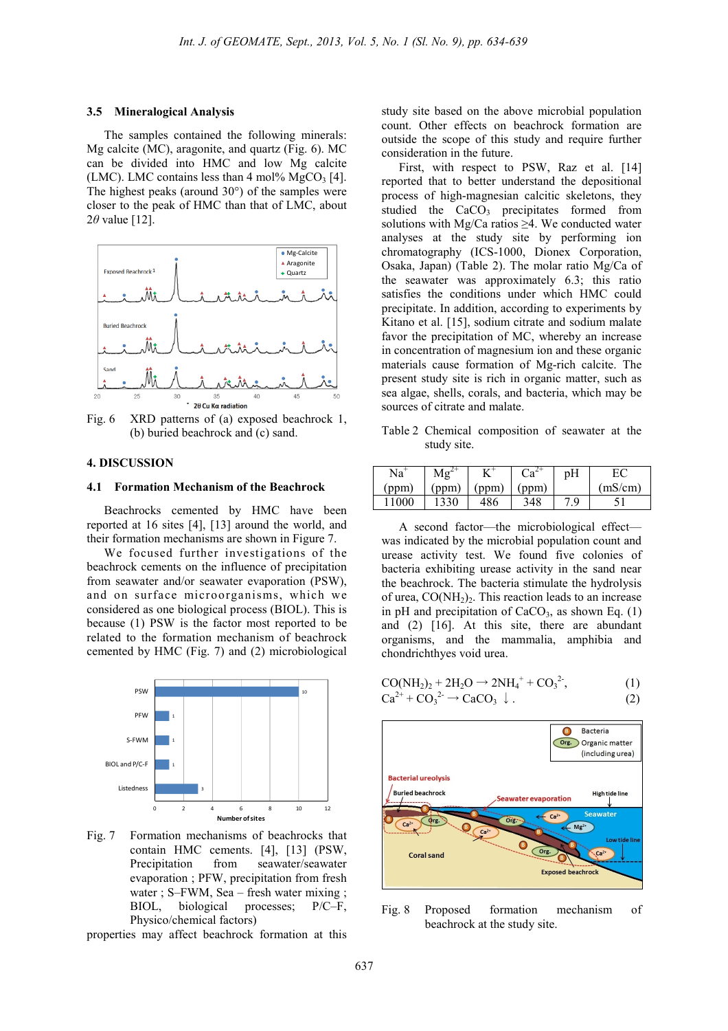### 3.5 Mineralogical Analysis

The samples contained the following minerals: Mg calcite (MC), aragonite, and quartz (Fig. 6). MC can be divided into HMC and low Mg calcite (LMC). LMC contains less than 4 mol% $MgCO_3$ [4]. The highest peaks (around 30°) of the samples were closer to the peak of HMC than that of LMC, about $2\theta$ value [12].

Fig. 6 XRD patterns of (a) exposed beachrock 1, (b) buried beachrock and (c) sand.

## 4. DISCUSSION

### 4.1 Formation Mechanism of the Beachrock

Beachrocks cemented by HMC have been reported at 16 sites [4], [13] around the world, and their formation mechanisms are shown in Figure 7.

We focused further investigations of the beachrock cements on the influence of precipitation from seawater and/or seawater evaporation (PSW), and on surface microorganisms, which we considered as one biological process (BIOL). This is because (1) PSW is the factor most reported to be related to the formation mechanism of beachrock cemented by HMC (Fig. 7) and (2) microbiological properties may affect beachrock formation at this study site based on the above microbial population count. Other effects on beachrock formation are outside the scope of this study and require further consideration in the future.

Fig. 7 Formation mechanisms of beachrocks that contain HMC cements. [4], [13] (PSW, Precipitation from seawater/seawater evaporation ; PFW, precipitation from fresh water ; S–FWM, Sea – fresh water mixing ; BIOL, biological processes; P/C–F, Physico/chemical factors)

First, with respect to PSW, Raz et al. [14] reported that to better understand the depositional process of high-magnesian calcitic skeletons, they studied the $CaCO_3$ precipitates formed from solutions with Mg/Ca ratios ≥4. We conducted water analyses at the study site by performing ion chromatography (ICS-1000, Dionex Corporation, Osaka, Japan) (Table 2). The molar ratio Mg/Ca of the seawater was approximately 6.3; this ratio satisfies the conditions under which HMC could precipitate. In addition, according to experiments by Kitano et al. [15], sodium citrate and sodium malate favor the precipitation of MC, whereby an increase in concentration of magnesium ion and these organic materials cause formation of Mg-rich calcite. The present study site is rich in organic matter, such as sea algae, shells, corals, and bacteria, which may be sources of citrate and malate.

Table 2 Chemical composition of seawater at the study site.

| $Na^+$ (ppm) | $Mg^{2+}$ (ppm) | $K^+$ (ppm) | $Ca^{2+}$ (ppm) | pH | EC (mS/cm) |
|---|---|---|---|---|---|
| 11000 | 1330 | 486 | 348 | 7.9 | 51 |

A second factor—the microbiological effect—was indicated by the microbial population count and urease activity test. We found five colonies of bacteria exhibiting urease activity in the sand near the beachrock. The bacteria stimulate the hydrolysis of urea, $CO(NH_2)_2$. This reaction leads to an increase in pH and precipitation of $CaCO_3$, as shown Eq. (1) and (2) [16]. At this site, there are abundant organisms, and the mammalia, amphibia and chondrichthyes void urea.

$$CO(NH_2)_2 + 2H_2O \rightarrow 2NH_4^+ + CO_3^{2-}, \quad (1)$$

$$Ca^{2+} + CO_3^{2-} \rightarrow CaCO_3 \downarrow . \quad (2)$$

Fig. 8 Proposed formation mechanism of beachrock at the study site.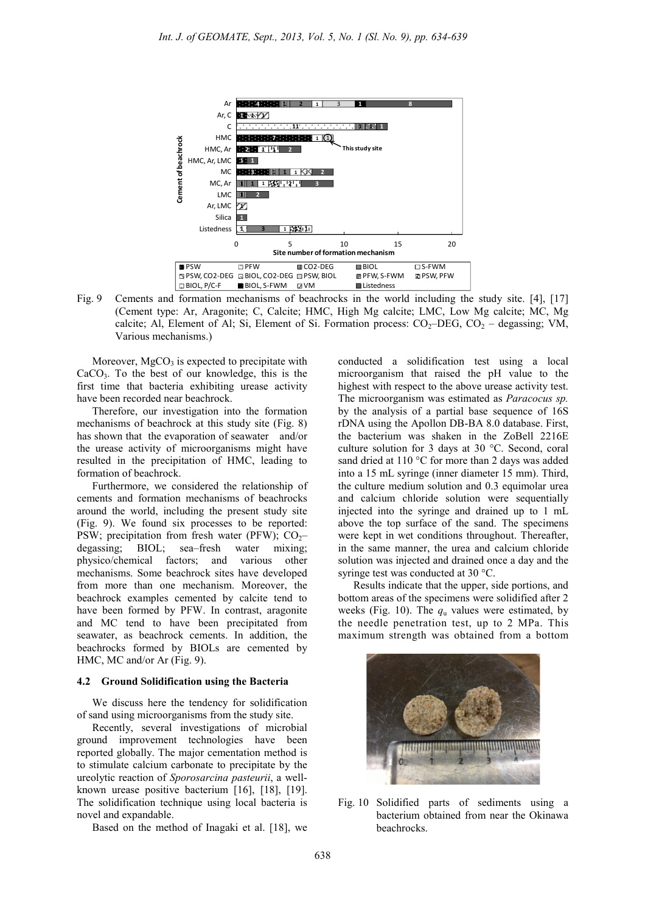Fig. 9 Cements and formation mechanisms of beachrocks in the world including the study site. [4], [17] (Cement type: Ar, Aragonite; C, Calcite; HMC, High Mg calcite; LMC, Low Mg calcite; MC, Mg calcite; Al, Element of Al; Si, Element of Si. Formation process: $CO_2$–DEG, $CO_2$ – degassing; VM, Various mechanisms.)

Moreover, $MgCO_3$ is expected to precipitate with $CaCO_3$. To the best of our knowledge, this is the first time that bacteria exhibiting urease activity have been recorded near beachrock.

Therefore, our investigation into the formation mechanisms of beachrock at this study site (Fig. 8) has shown that the evaporation of seawater and/or the urease activity of microorganisms might have resulted in the precipitation of HMC, leading to formation of beachrock.

Furthermore, we considered the relationship of cements and formation mechanisms of beachrocks around the world, including the present study site (Fig. 9). We found six processes to be reported: PSW; precipitation from fresh water (PFW); $CO_2$–degassing; BIOL; sea–fresh water mixing; physico/chemical factors; and various other mechanisms. Some beachrock sites have developed from more than one mechanism. Moreover, the beachrock examples cemented by calcite tend to have been formed by PFW. In contrast, aragonite and MC tend to have been precipitated from seawater, as beachrock cements. In addition, the beachrocks formed by BIOLs are cemented by HMC, MC and/or Ar (Fig. 9).

### 4.2 Ground Solidification using the Bacteria

We discuss here the tendency for solidification of sand using microorganisms from the study site.

Recently, several investigations of microbial ground improvement technologies have been reported globally. The major cementation method is to stimulate calcium carbonate to precipitate by the ureolytic reaction of *Sporosarcina pasteurii*, a well-known urease positive bacterium [16], [18], [19]. The solidification technique using local bacteria is novel and expandable.

Based on the method of Inagaki et al. [18], we conducted a solidification test using a local microorganism that raised the pH value to the highest with respect to the above urease activity test. The microorganism was estimated as *Paracocus sp.* by the analysis of a partial base sequence of 16S rDNA using the Apollon DB-BA 8.0 database. First, the bacterium was shaken in the ZoBell 2216E culture solution for 3 days at 30 °C. Second, coral sand dried at 110 °C for more than 2 days was added into a 15 mL syringe (inner diameter 15 mm). Third, the culture medium solution and 0.3 equimolar urea and calcium chloride solution were sequentially injected into the syringe and drained up to 1 mL above the top surface of the sand. The specimens were kept in wet conditions throughout. Thereafter, in the same manner, the urea and calcium chloride solution was injected and drained once a day and the syringe test was conducted at 30 °C.

Results indicate that the upper, side portions, and bottom areas of the specimens were solidified after 2 weeks (Fig. 10). The $q_u$ values were estimated, by the needle penetration test, up to 2 MPa. This maximum strength was obtained from a bottom

Fig. 10 Solidified parts of sediments using a bacterium obtained from near the Okinawa beachrocks.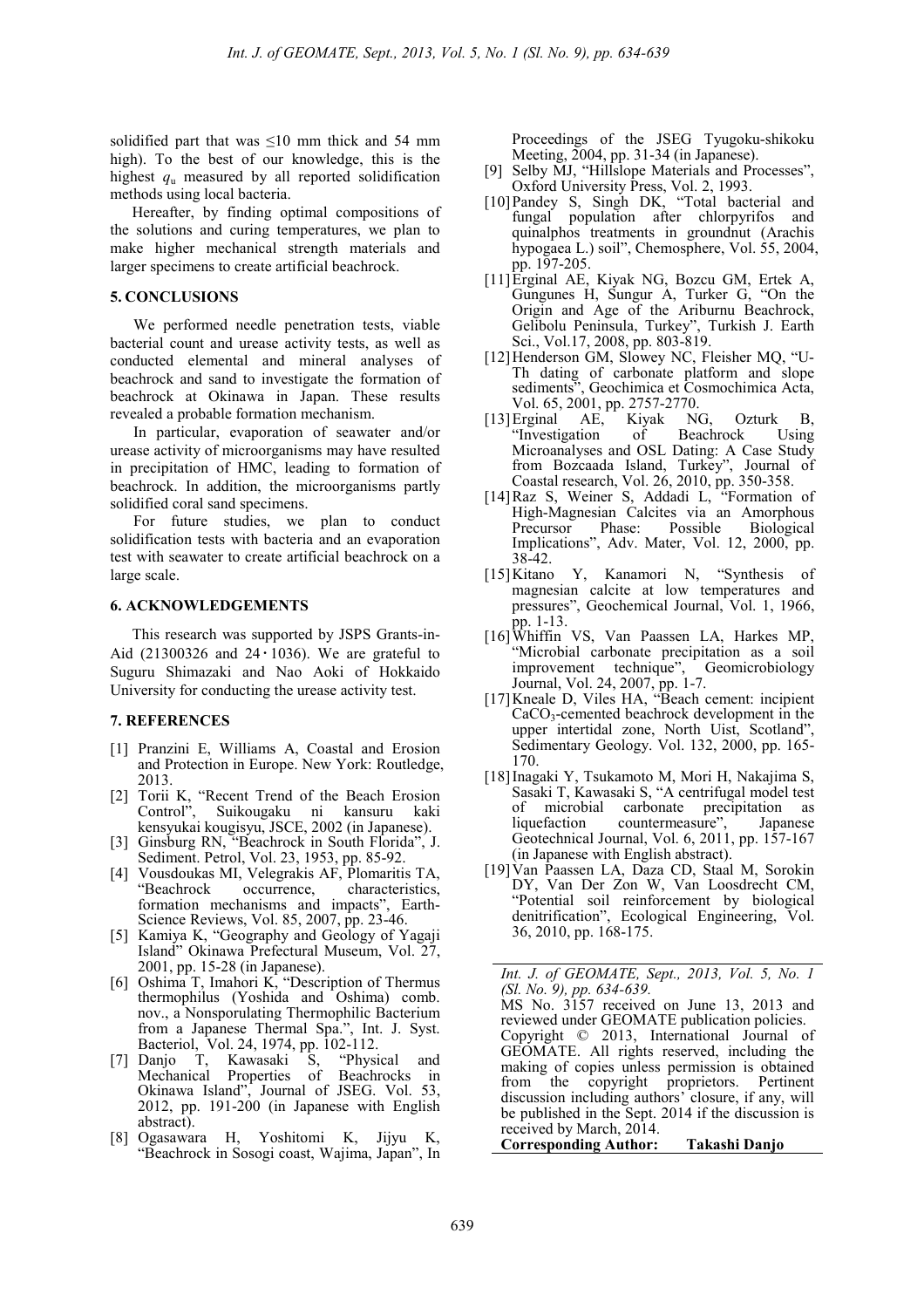solidified part that was ≤10 mm thick and 54 mm high). To the best of our knowledge, this is the highest $q_u$ measured by all reported solidification methods using local bacteria.

Hereafter, by finding optimal compositions of the solutions and curing temperatures, we plan to make higher mechanical strength materials and larger specimens to create artificial beachrock.

## 5. CONCLUSIONS

We performed needle penetration tests, viable bacterial count and urease activity tests, as well as conducted elemental and mineral analyses of beachrock and sand to investigate the formation of beachrock at Okinawa in Japan. These results revealed a probable formation mechanism.

In particular, evaporation of seawater and/or urease activity of microorganisms may have resulted in precipitation of HMC, leading to formation of beachrock. In addition, the microorganisms partly solidified coral sand specimens.

For future studies, we plan to conduct solidification tests with bacteria and an evaporation test with seawater to create artificial beachrock on a large scale.

## 6. ACKNOWLEDGEMENTS

This research was supported by JSPS Grants-in-Aid (21300326 and 24・1036). We are grateful to Suguru Shimazaki and Nao Aoki of Hokkaido University for conducting the urease activity test.

## 7. REFERENCES

[1] Pranzini E, Williams A, Coastal and Erosion and Protection in Europe. New York: Routledge, 2013.

[2] Torii K, "Recent Trend of the Beach Erosion Control", Suikougaku ni kansuru kaki kensyukai kougisyu, JSCE, 2002 (in Japanese).

[3] Ginsburg RN, "Beachrock in South Florida", J. Sediment. Petrol, Vol. 23, 1953, pp. 85-92.

[4] Vousdoukas MI, Velegrakis AF, Plomaritis TA, "Beachrock occurrence, characteristics, formation mechanisms and impacts", Earth-Science Reviews, Vol. 85, 2007, pp. 23-46.

[5] Kamiya K, "Geography and Geology of Yagaji Island" Okinawa Prefectural Museum, Vol. 27, 2001, pp. 15-28 (in Japanese).

[6] Oshima T, Imahori K, "Description of Thermus thermophilus (Yoshida and Oshima) comb. nov., a Nonsporulating Thermophilic Bacterium from a Japanese Thermal Spa.", Int. J. Syst. Bacteriol, Vol. 24, 1974, pp. 102-112.

[7] Danjo T, Kawasaki S, "Physical and Mechanical Properties of Beachrocks in Okinawa Island", Journal of JSEG. Vol. 53, 2012, pp. 191-200 (in Japanese with English abstract).

[8] Ogasawara H, Yoshitomi K, Jijyu K, "Beachrock in Sosogi coast, Wajima, Japan", In Proceedings of the JSEG Tyugoku-shikoku Meeting, 2004, pp. 31-34 (in Japanese).

[9] Selby MJ, "Hillslope Materials and Processes", Oxford University Press, Vol. 2, 1993.

[10] Pandey S, Singh DK, "Total bacterial and fungal population after chlorpyrifos and quinalphos treatments in groundnut (Arachis hypogaea L.) soil", Chemosphere, Vol. 55, 2004, pp. 197-205.

[11] Erginal AE, Kiyak NG, Bozcu GM, Ertek A, Gungunes H, Sungur A, Turker G, "On the Origin and Age of the Ariburnu Beachrock, Gelibolu Peninsula, Turkey", Turkish J. Earth Sci., Vol.17, 2008, pp. 803-819.

[12] Henderson GM, Slowey NC, Fleisher MQ, "U-Th dating of carbonate platform and slope sediments", Geochimica et Cosmochimica Acta, Vol. 65, 2001, pp. 2757-2770.

[13] Erginal AE, Kiyak NG, Ozturk B, "Investigation of Beachrock Using Microanalyses and OSL Dating: A Case Study from Bozcaada Island, Turkey", Journal of Coastal research, Vol. 26, 2010, pp. 350-358.

[14] Raz S, Weiner S, Addadi L, "Formation of High-Magnesian Calcites via an Amorphous Precursor Phase: Possible Biological Implications", Adv. Mater, Vol. 12, 2000, pp. 38-42.

[15] Kitano Y, Kanamori N, "Synthesis of magnesian calcite at low temperatures and pressures", Geochemical Journal, Vol. 1, 1966, pp. 1-13.

[16] Whiffin VS, Van Paassen LA, Harkes MP, "Microbial carbonate precipitation as a soil improvement technique", Geomicrobiology Journal, Vol. 24, 2007, pp. 1-7.

[17] Kneale D, Viles HA, "Beach cement: incipient $CaCO_3$-cemented beachrock development in the upper intertidal zone, North Uist, Scotland", Sedimentary Geology. Vol. 132, 2000, pp. 165-170.

[18] Inagaki Y, Tsukamoto M, Mori H, Nakajima S, Sasaki T, Kawasaki S, "A centrifugal model test of microbial carbonate precipitation as liquefaction countermeasure", Japanese Geotechnical Journal, Vol. 6, 2011, pp. 157-167 (in Japanese with English abstract).

[19] Van Paassen LA, Daza CD, Staal M, Sorokin DY, Van Der Zon W, Van Loosdrecht CM, "Potential soil reinforcement by biological denitrification", Ecological Engineering, Vol. 36, 2010, pp. 168-175.

---

*Int. J. of GEOMATE, Sept., 2013, Vol. 5, No. 1 (Sl. No. 9), pp. 634-639.*

MS No. 3157 received on June 13, 2013 and reviewed under GEOMATE publication policies.

Copyright © 2013, International Journal of GEOMATE. All rights reserved, including the making of copies unless permission is obtained from the copyright proprietors. Pertinent discussion including authors' closure, if any, will be published in the Sept. 2014 if the discussion is received by March, 2014.

**Corresponding Author: Takashi Danjo**